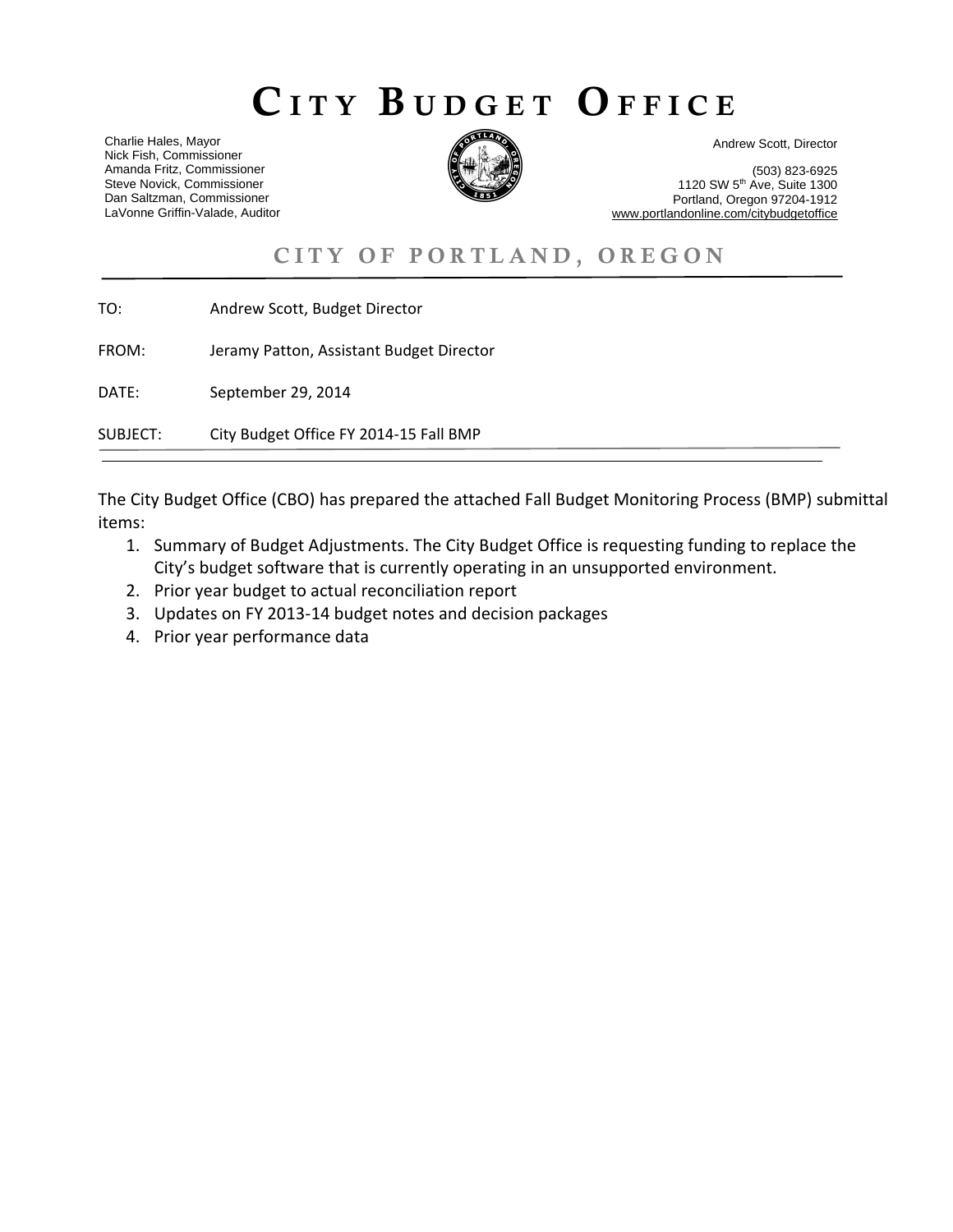# CITY BUDGET OFFICE

Charlie Hales, Mayor
Nick Fish, Commissioner
Amanda Fritz, Commissioner
Steve Novick, Commissioner
Dan Saltzman, Commissioner
LaVonne Griffin-Valade, Auditor

Andrew Scott, Director

(503) 823-6925
1120 SW 5th Ave, Suite 1300
Portland, Oregon 97204-1912
www.portlandonline.com/citybudgetoffice

## CITY OF PORTLAND, OREGON

TO: Andrew Scott, Budget Director

FROM: Jeramy Patton, Assistant Budget Director

DATE: September 29, 2014

SUBJECT: City Budget Office FY 2014-15 Fall BMP

The City Budget Office (CBO) has prepared the attached Fall Budget Monitoring Process (BMP) submittal items:

1. Summary of Budget Adjustments. The City Budget Office is requesting funding to replace the City's budget software that is currently operating in an unsupported environment.
2. Prior year budget to actual reconciliation report
3. Updates on FY 2013-14 budget notes and decision packages
4. Prior year performance data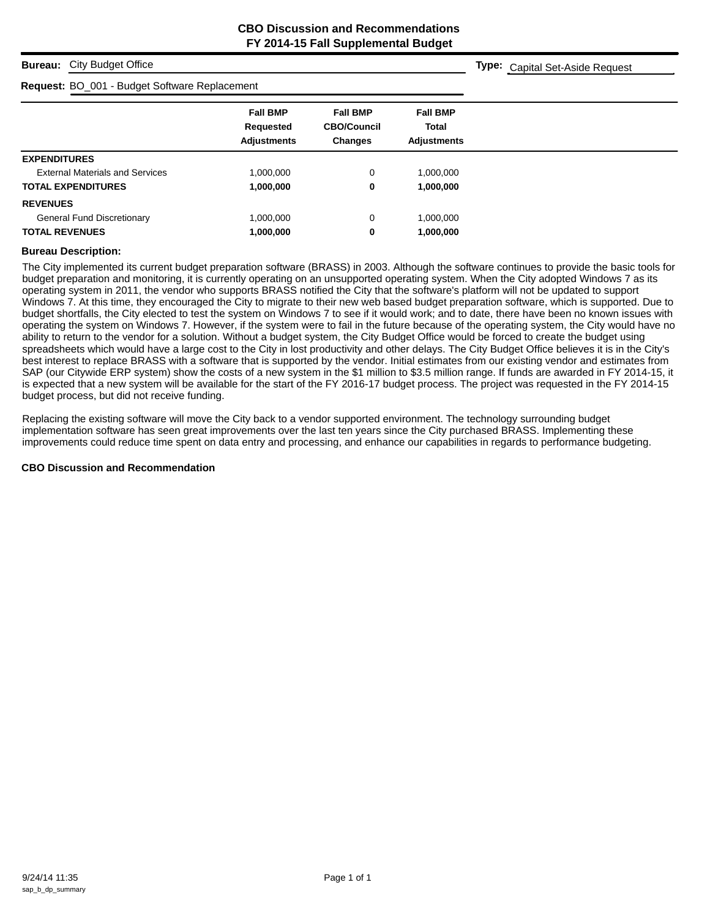# CBO Discussion and Recommendations
## FY 2014-15 Fall Supplemental Budget

**Bureau:** City Budget Office **Type:** Capital Set-Aside Request

**Request:** BO_001 - Budget Software Replacement

| | Fall BMP Requested Adjustments | Fall BMP CBO/Council Changes | Fall BMP Total Adjustments |
|---|---|---|---|
| **EXPENDITURES** | | | |
| External Materials and Services | 1,000,000 | 0 | 1,000,000 |
| **TOTAL EXPENDITURES** | **1,000,000** | **0** | **1,000,000** |
| **REVENUES** | | | |
| General Fund Discretionary | 1,000,000 | 0 | 1,000,000 |
| **TOTAL REVENUES** | **1,000,000** | **0** | **1,000,000** |

**Bureau Description:**

The City implemented its current budget preparation software (BRASS) in 2003. Although the software continues to provide the basic tools for budget preparation and monitoring, it is currently operating on an unsupported operating system. When the City adopted Windows 7 as its operating system in 2011, the vendor who supports BRASS notified the City that the software's platform will not be updated to support Windows 7. At this time, they encouraged the City to migrate to their new web based budget preparation software, which is supported. Due to budget shortfalls, the City elected to test the system on Windows 7 to see if it would work; and to date, there have been no known issues with operating the system on Windows 7. However, if the system were to fail in the future because of the operating system, the City would have no ability to return to the vendor for a solution. Without a budget system, the City Budget Office would be forced to create the budget using spreadsheets which would have a large cost to the City in lost productivity and other delays. The City Budget Office believes it is in the City's best interest to replace BRASS with a software that is supported by the vendor. Initial estimates from our existing vendor and estimates from SAP (our Citywide ERP system) show the costs of a new system in the $1 million to $3.5 million range. If funds are awarded in FY 2014-15, it is expected that a new system will be available for the start of the FY 2016-17 budget process. The project was requested in the FY 2014-15 budget process, but did not receive funding.

Replacing the existing software will move the City back to a vendor supported environment. The technology surrounding budget implementation software has seen great improvements over the last ten years since the City purchased BRASS. Implementing these improvements could reduce time spent on data entry and processing, and enhance our capabilities in regards to performance budgeting.

**CBO Discussion and Recommendation**

9/24/14 11:35
sap_b_dp_summary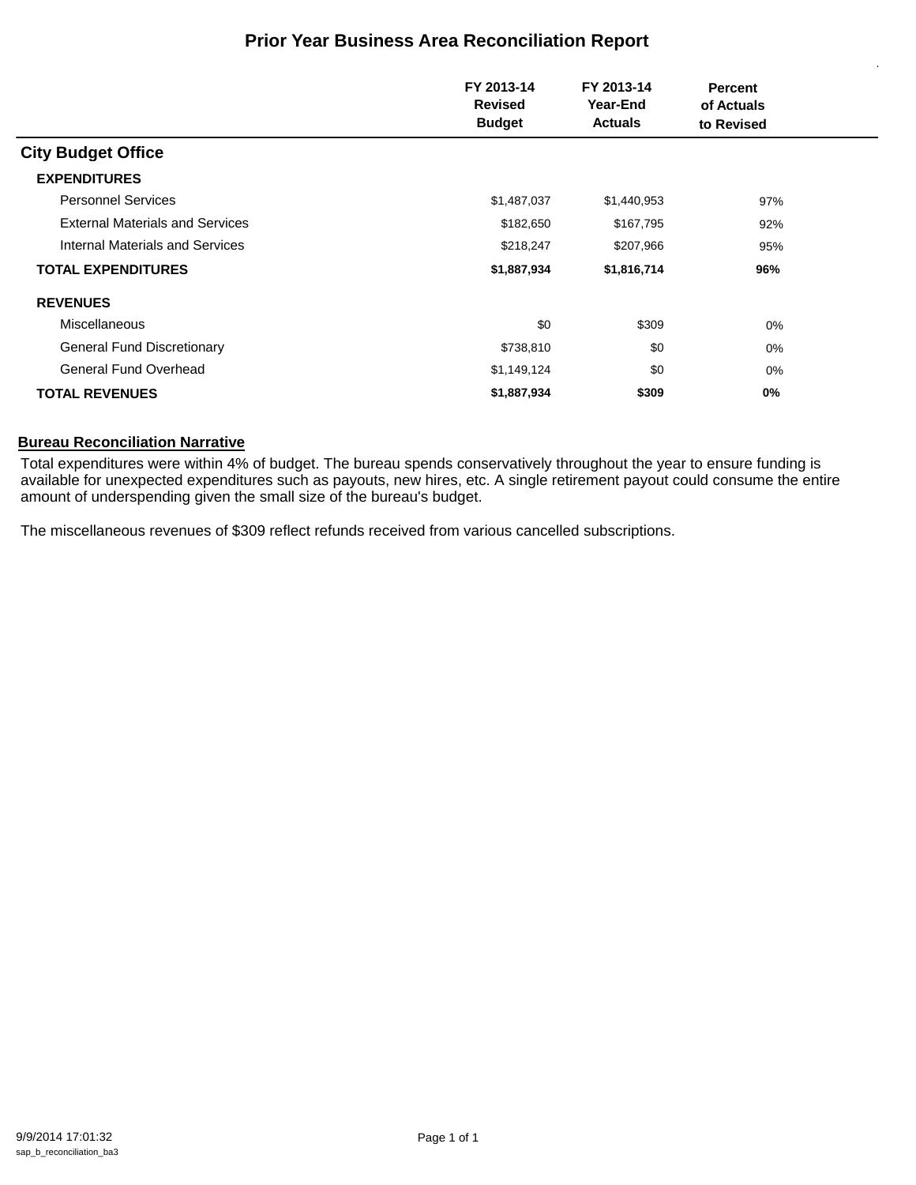# Prior Year Business Area Reconciliation Report

| | FY 2013-14 Revised Budget | FY 2013-14 Year-End Actuals | Percent of Actuals to Revised |
|---|---|---|---|
| **City Budget Office** | | | |
| **EXPENDITURES** | | | |
| Personnel Services | $1,487,037 | $1,440,953 | 97% |
| External Materials and Services | $182,650 | $167,795 | 92% |
| Internal Materials and Services | $218,247 | $207,966 | 95% |
| **TOTAL EXPENDITURES** | **$1,887,934** | **$1,816,714** | **96%** |
| **REVENUES** | | | |
| Miscellaneous | $0 | $309 | 0% |
| General Fund Discretionary | $738,810 | $0 | 0% |
| General Fund Overhead | $1,149,124 | $0 | 0% |
| **TOTAL REVENUES** | **$1,887,934** | **$309** | **0%** |

**Bureau Reconciliation Narrative**

Total expenditures were within 4% of budget. The bureau spends conservatively throughout the year to ensure funding is available for unexpected expenditures such as payouts, new hires, etc. A single retirement payout could consume the entire amount of underspending given the small size of the bureau's budget.

The miscellaneous revenues of $309 reflect refunds received from various cancelled subscriptions.

9/9/2014 17:01:32
sap_b_reconciliation_ba3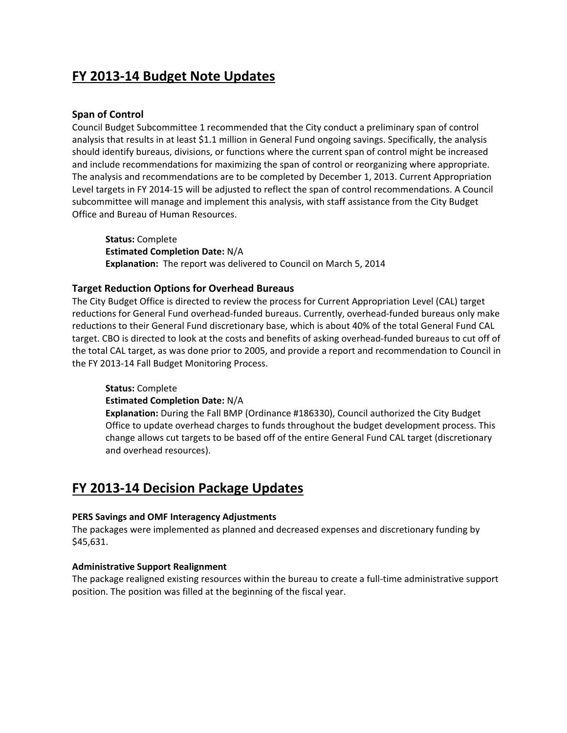## FY 2013-14 Budget Note Updates

### Span of Control

Council Budget Subcommittee 1 recommended that the City conduct a preliminary span of control analysis that results in at least $1.1 million in General Fund ongoing savings. Specifically, the analysis should identify bureaus, divisions, or functions where the current span of control might be increased and include recommendations for maximizing the span of control or reorganizing where appropriate. The analysis and recommendations are to be completed by December 1, 2013. Current Appropriation Level targets in FY 2014-15 will be adjusted to reflect the span of control recommendations. A Council subcommittee will manage and implement this analysis, with staff assistance from the City Budget Office and Bureau of Human Resources.

> **Status:** Complete
> **Estimated Completion Date:** N/A
> **Explanation:** The report was delivered to Council on March 5, 2014

### Target Reduction Options for Overhead Bureaus

The City Budget Office is directed to review the process for Current Appropriation Level (CAL) target reductions for General Fund overhead-funded bureaus. Currently, overhead-funded bureaus only make reductions to their General Fund discretionary base, which is about 40% of the total General Fund CAL target. CBO is directed to look at the costs and benefits of asking overhead-funded bureaus to cut off of the total CAL target, as was done prior to 2005, and provide a report and recommendation to Council in the FY 2013-14 Fall Budget Monitoring Process.

> **Status:** Complete
> **Estimated Completion Date:** N/A
> **Explanation:** During the Fall BMP (Ordinance #186330), Council authorized the City Budget Office to update overhead charges to funds throughout the budget development process. This change allows cut targets to be based off of the entire General Fund CAL target (discretionary and overhead resources).

## FY 2013-14 Decision Package Updates

#### PERS Savings and OMF Interagency Adjustments

The packages were implemented as planned and decreased expenses and discretionary funding by $45,631.

#### Administrative Support Realignment

The package realigned existing resources within the bureau to create a full-time administrative support position. The position was filled at the beginning of the fiscal year.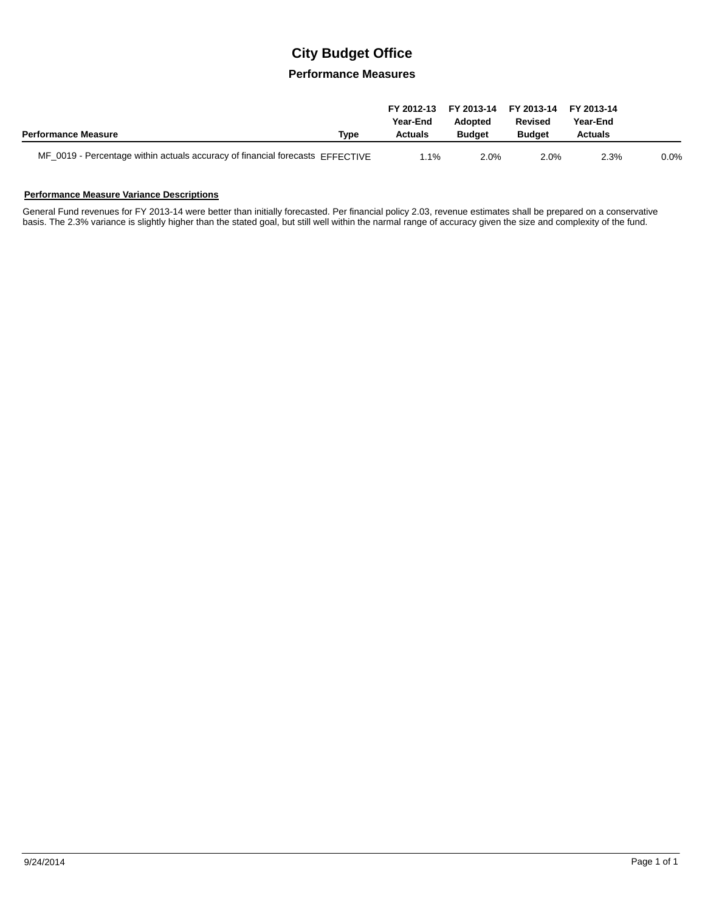# City Budget Office

## Performance Measures

| Performance Measure | Type | FY 2012-13 Year-End Actuals | FY 2013-14 Adopted Budget | FY 2013-14 Revised Budget | FY 2013-14 Year-End Actuals | |
|---|---|---|---|---|---|---|
| MF_0019 - Percentage within actuals accuracy of financial forecasts | EFFECTIVE | 1.1% | 2.0% | 2.0% | 2.3% | 0.0% |

**Performance Measure Variance Descriptions**

General Fund revenues for FY 2013-14 were better than initially forecasted. Per financial policy 2.03, revenue estimates shall be prepared on a conservative basis. The 2.3% variance is slightly higher than the stated goal, but still well within the normal range of accuracy given the size and complexity of the fund.